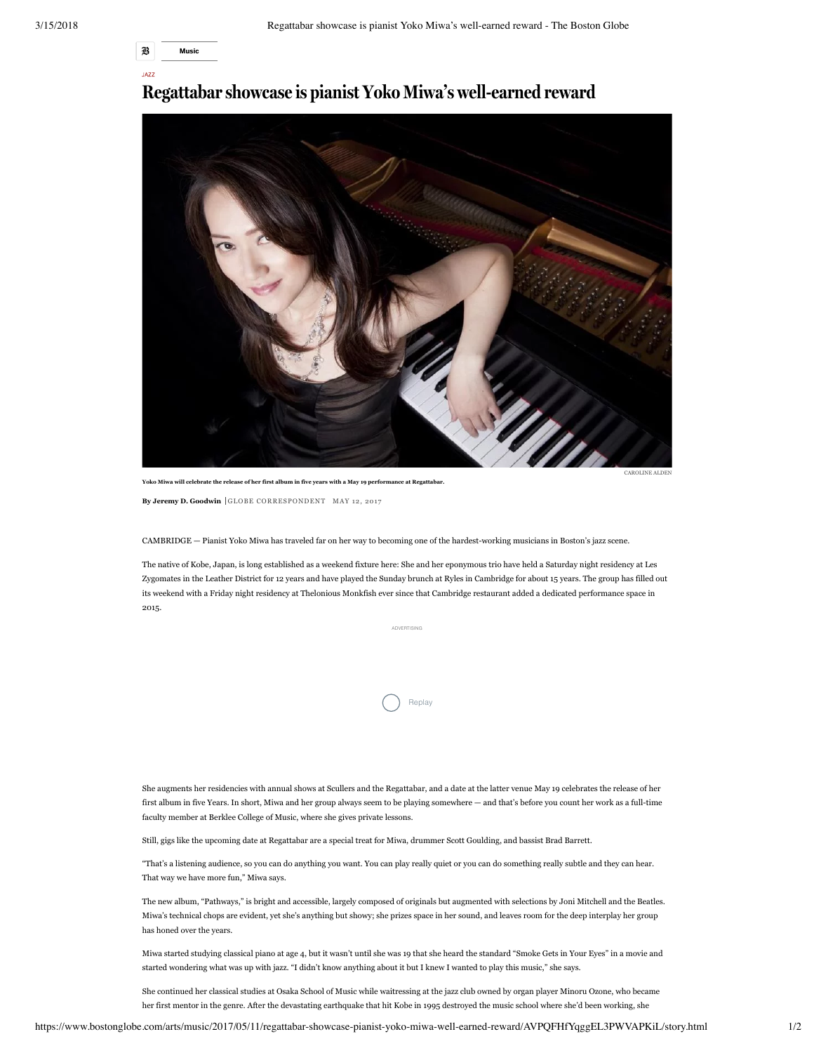Music

JAZZ

# Regattabar showcase is pianist Yoko Miwa's well-earned reward

CAROLINE ALDEN

**Yoko Miwa will celebrate the release of her first album in five years with a May 19 performance at Regattabar.**

**By Jeremy D. Goodwin** | GLOBE CORRESPONDENT MAY 12, 2017

CAMBRIDGE — Pianist Yoko Miwa has traveled far on her way to becoming one of the hardest-working musicians in Boston's jazz scene.

The native of Kobe, Japan, is long established as a weekend fixture here: She and her eponymous trio have held a Saturday night residency at Les Zygomates in the Leather District for 12 years and have played the Sunday brunch at Ryles in Cambridge for about 15 years. The group has filled out its weekend with a Friday night residency at Thelonious Monkfish ever since that Cambridge restaurant added a dedicated performance space in 2015.

She augments her residencies with annual shows at Scullers and the Regattabar, and a date at the latter venue May 19 celebrates the release of her first album in five Years. In short, Miwa and her group always seem to be playing somewhere — and that's before you count her work as a full-time faculty member at Berklee College of Music, where she gives private lessons.

Still, gigs like the upcoming date at Regattabar are a special treat for Miwa, drummer Scott Goulding, and bassist Brad Barrett.

"That's a listening audience, so you can do anything you want. You can play really quiet or you can do something really subtle and they can hear. That way we have more fun," Miwa says.

The new album, "Pathways," is bright and accessible, largely composed of originals but augmented with selections by Joni Mitchell and the Beatles. Miwa's technical chops are evident, yet she's anything but showy; she prizes space in her sound, and leaves room for the deep interplay her group has honed over the years.

Miwa started studying classical piano at age 4, but it wasn't until she was 19 that she heard the standard "Smoke Gets in Your Eyes" in a movie and started wondering what was up with jazz. "I didn't know anything about it but I knew I wanted to play this music," she says.

She continued her classical studies at Osaka School of Music while waitressing at the jazz club owned by organ player Minoru Ozone, who became her first mentor in the genre. After the devastating earthquake that hit Kobe in 1995 destroyed the music school where she'd been working, she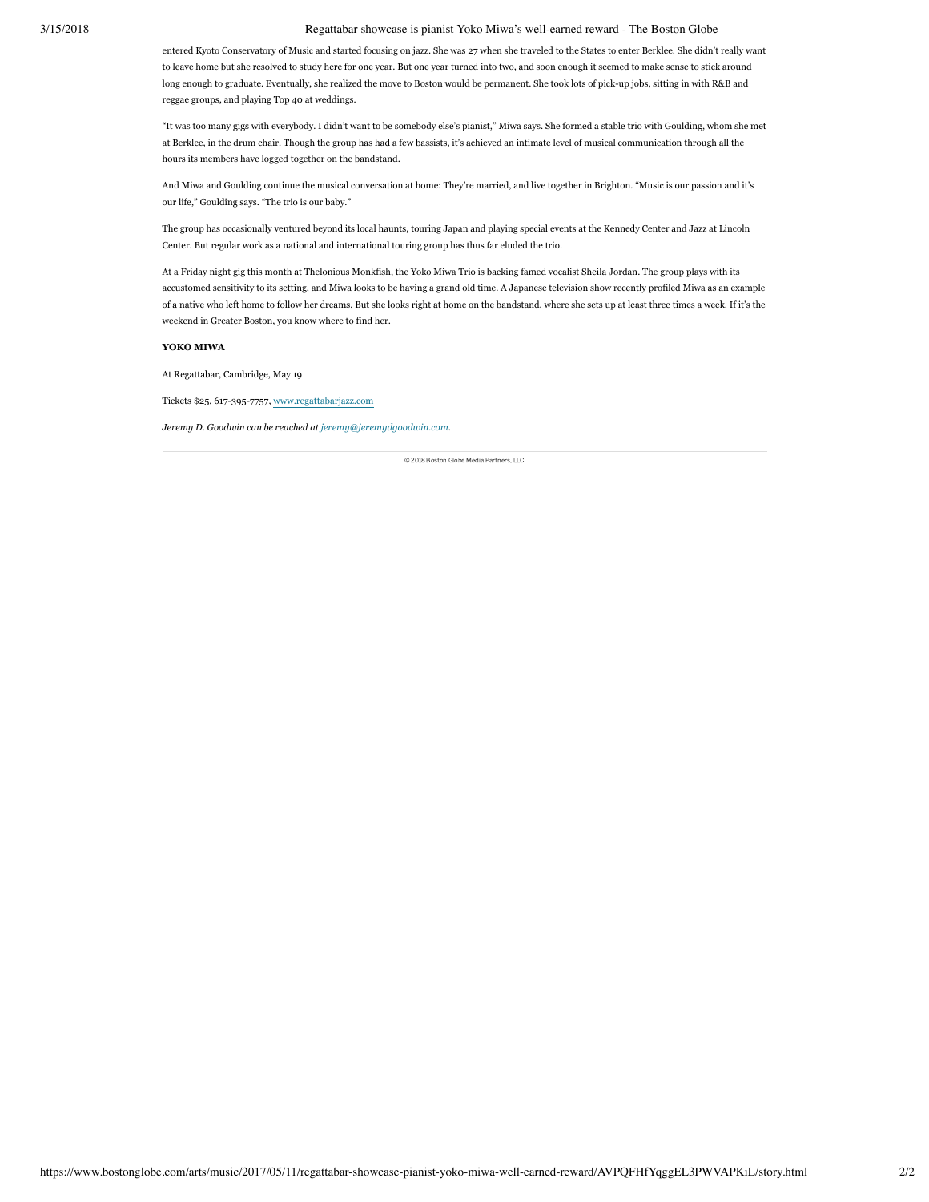entered Kyoto Conservatory of Music and started focusing on jazz. She was 27 when she traveled to the States to enter Berklee. She didn't really want to leave home but she resolved to study here for one year. But one year turned into two, and soon enough it seemed to make sense to stick around long enough to graduate. Eventually, she realized the move to Boston would be permanent. She took lots of pick-up jobs, sitting in with R&B and reggae groups, and playing Top 40 at weddings.

"It was too many gigs with everybody. I didn't want to be somebody else's pianist," Miwa says. She formed a stable trio with Goulding, whom she met at Berklee, in the drum chair. Though the group has had a few bassists, it's achieved an intimate level of musical communication through all the hours its members have logged together on the bandstand.

And Miwa and Goulding continue the musical conversation at home: They're married, and live together in Brighton. "Music is our passion and it's our life," Goulding says. "The trio is our baby."

The group has occasionally ventured beyond its local haunts, touring Japan and playing special events at the Kennedy Center and Jazz at Lincoln Center. But regular work as a national and international touring group has thus far eluded the trio.

At a Friday night gig this month at Thelonious Monkfish, the Yoko Miwa Trio is backing famed vocalist Sheila Jordan. The group plays with its accustomed sensitivity to its setting, and Miwa looks to be having a grand old time. A Japanese television show recently profiled Miwa as an example of a native who left home to follow her dreams. But she looks right at home on the bandstand, where she sets up at least three times a week. If it's the weekend in Greater Boston, you know where to find her.

**YOKO MIWA**

At Regattabar, Cambridge, May 19

Tickets $25, 617-395-7757, www.regattabarjazz.com

*Jeremy D. Goodwin can be reached at jeremy@jeremydgoodwin.com.*

© 2018 Boston Globe Media Partners, LLC